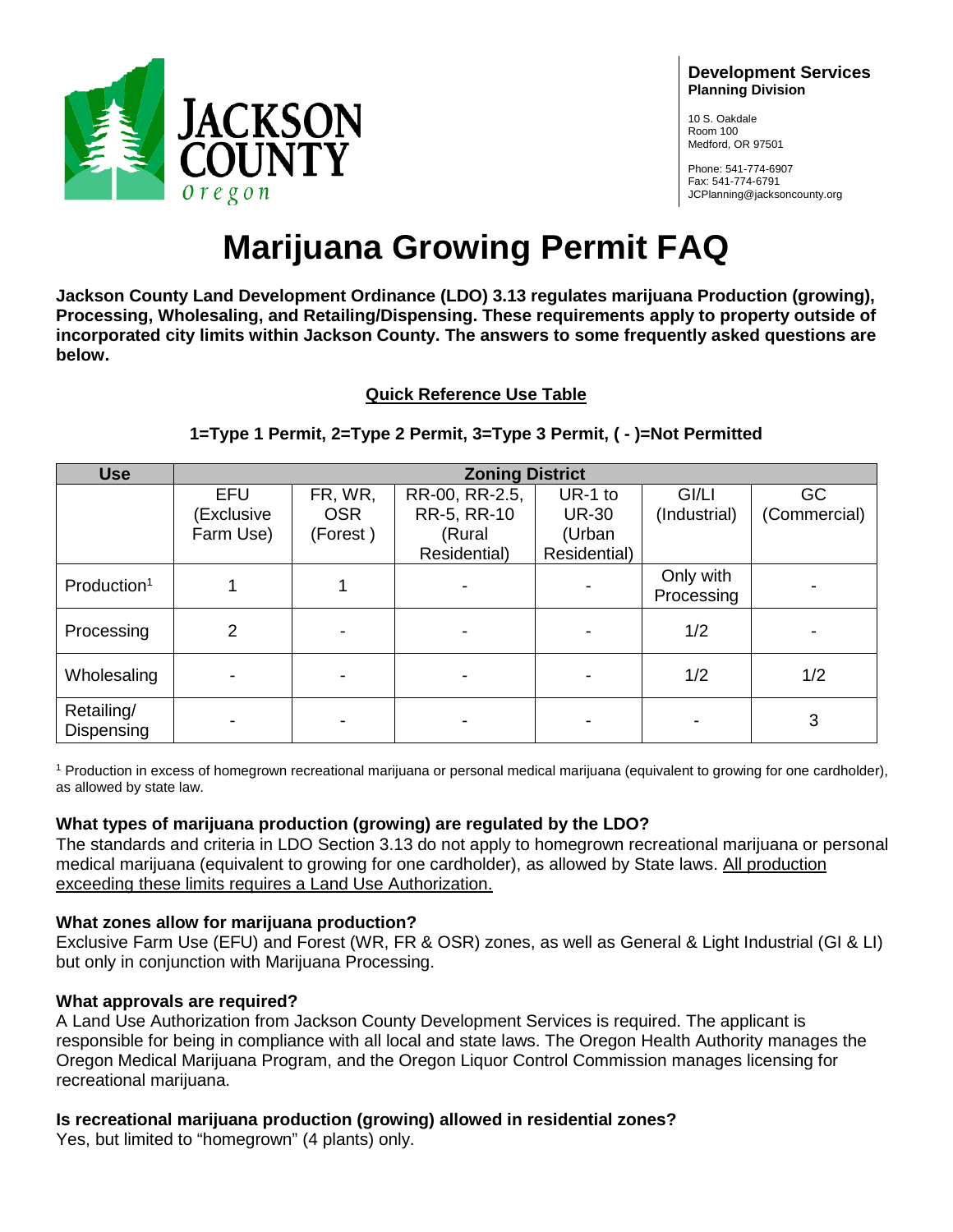Development Services
**Planning Division**

10 S. Oakdale
Room 100
Medford, OR 97501

Phone: 541-774-6907
Fax: 541-774-6791
JCPlanning@jacksoncounty.org

# Marijuana Growing Permit FAQ

**Jackson County Land Development Ordinance (LDO) 3.13 regulates marijuana Production (growing), Processing, Wholesaling, and Retailing/Dispensing. These requirements apply to property outside of incorporated city limits within Jackson County. The answers to some frequently asked questions are below.**

## Quick Reference Use Table

**1=Type 1 Permit, 2=Type 2 Permit, 3=Type 3 Permit, ( - )=Not Permitted**

| Use | Zoning District | | | | | |
|---|---|---|---|---|---|---|
| | EFU (Exclusive Farm Use) | FR, WR, OSR (Forest ) | RR-00, RR-2.5, RR-5, RR-10 (Rural Residential) | UR-1 to UR-30 (Urban Residential) | GI/LI (Industrial) | GC (Commercial) |
| Production[1] | 1 | 1 | - | - | Only with Processing | - |
| Processing | 2 | - | - | - | 1/2 | - |
| Wholesaling | - | - | - | - | 1/2 | 1/2 |
| Retailing/ Dispensing | - | - | - | - | - | 3 |

[1] Production in excess of homegrown recreational marijuana or personal medical marijuana (equivalent to growing for one cardholder), as allowed by state law.

### What types of marijuana production (growing) are regulated by the LDO?

The standards and criteria in LDO Section 3.13 do not apply to homegrown recreational marijuana or personal medical marijuana (equivalent to growing for one cardholder), as allowed by State laws. All production exceeding these limits requires a Land Use Authorization.

### What zones allow for marijuana production?

Exclusive Farm Use (EFU) and Forest (WR, FR & OSR) zones, as well as General & Light Industrial (GI & LI) but only in conjunction with Marijuana Processing.

### What approvals are required?

A Land Use Authorization from Jackson County Development Services is required. The applicant is responsible for being in compliance with all local and state laws. The Oregon Health Authority manages the Oregon Medical Marijuana Program, and the Oregon Liquor Control Commission manages licensing for recreational marijuana.

### Is recreational marijuana production (growing) allowed in residential zones?

Yes, but limited to "homegrown" (4 plants) only.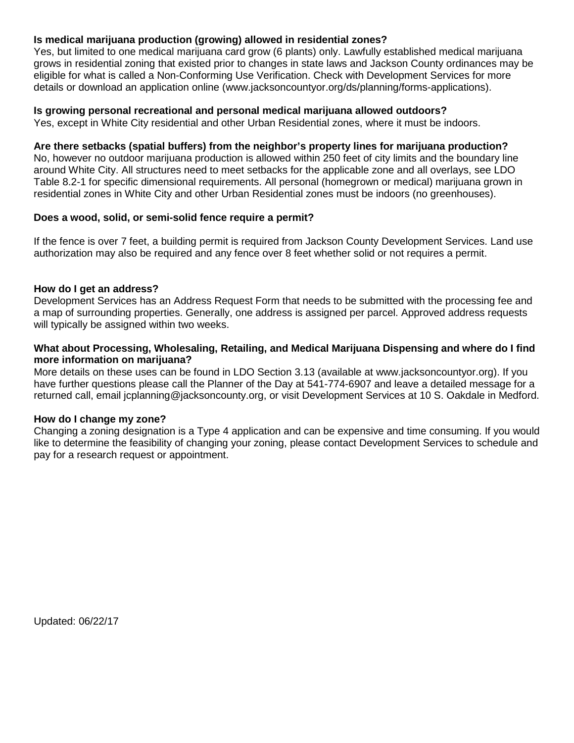**Is medical marijuana production (growing) allowed in residential zones?**
Yes, but limited to one medical marijuana card grow (6 plants) only. Lawfully established medical marijuana grows in residential zoning that existed prior to changes in state laws and Jackson County ordinances may be eligible for what is called a Non-Conforming Use Verification. Check with Development Services for more details or download an application online (www.jacksoncountyor.org/ds/planning/forms-applications).

**Is growing personal recreational and personal medical marijuana allowed outdoors?**
Yes, except in White City residential and other Urban Residential zones, where it must be indoors.

**Are there setbacks (spatial buffers) from the neighbor's property lines for marijuana production?**
No, however no outdoor marijuana production is allowed within 250 feet of city limits and the boundary line around White City. All structures need to meet setbacks for the applicable zone and all overlays, see LDO Table 8.2-1 for specific dimensional requirements. All personal (homegrown or medical) marijuana grown in residential zones in White City and other Urban Residential zones must be indoors (no greenhouses).

**Does a wood, solid, or semi-solid fence require a permit?**

If the fence is over 7 feet, a building permit is required from Jackson County Development Services. Land use authorization may also be required and any fence over 8 feet whether solid or not requires a permit.

**How do I get an address?**
Development Services has an Address Request Form that needs to be submitted with the processing fee and a map of surrounding properties. Generally, one address is assigned per parcel. Approved address requests will typically be assigned within two weeks.

**What about Processing, Wholesaling, Retailing, and Medical Marijuana Dispensing and where do I find more information on marijuana?**
More details on these uses can be found in LDO Section 3.13 (available at www.jacksoncountyor.org). If you have further questions please call the Planner of the Day at 541-774-6907 and leave a detailed message for a returned call, email jcplanning@jacksoncounty.org, or visit Development Services at 10 S. Oakdale in Medford.

**How do I change my zone?**
Changing a zoning designation is a Type 4 application and can be expensive and time consuming. If you would like to determine the feasibility of changing your zoning, please contact Development Services to schedule and pay for a research request or appointment.

Updated: 06/22/17